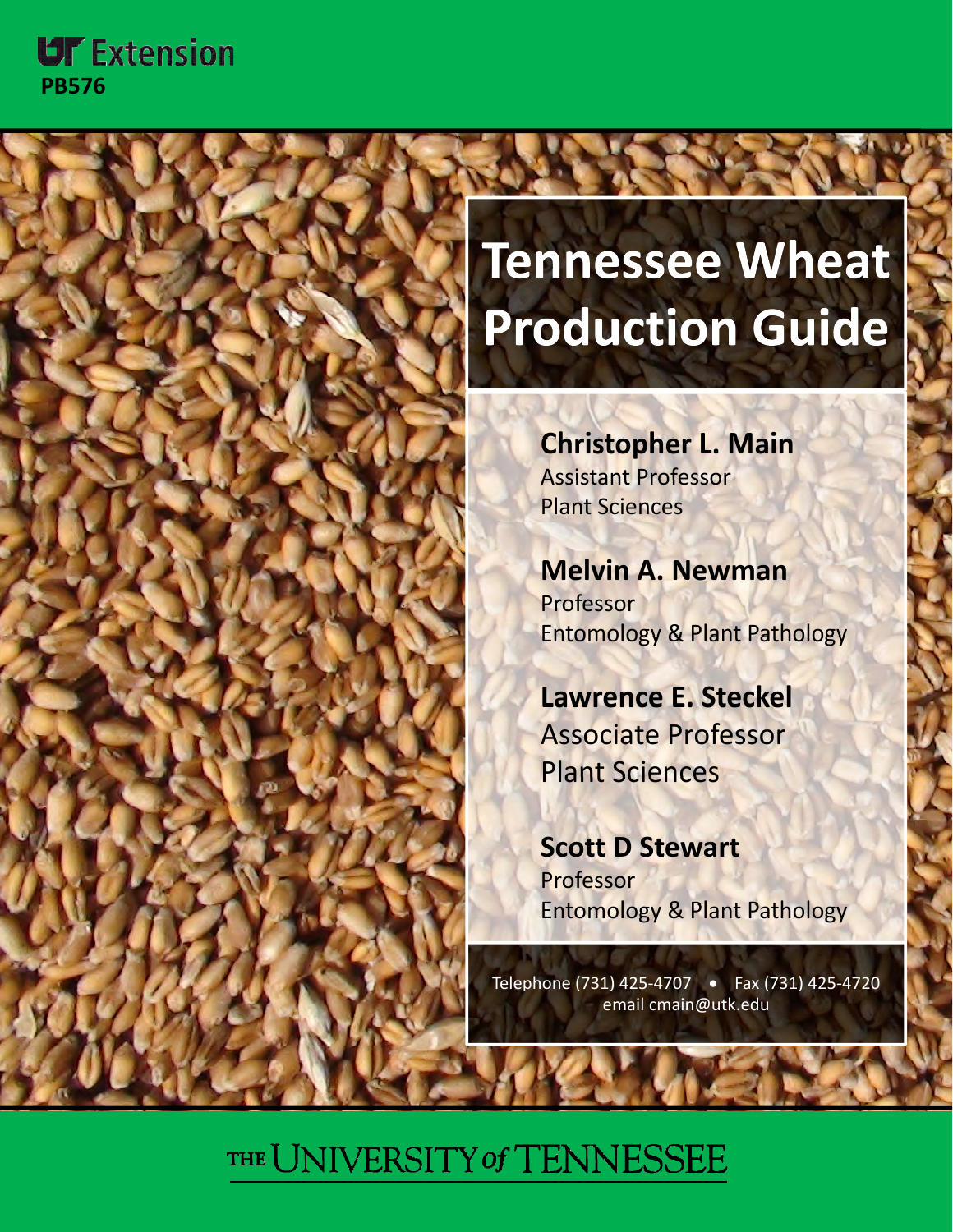UT Extension
PB576

# Tennessee Wheat Production Guide

**Christopher L. Main**
Assistant Professor
Plant Sciences

**Melvin A. Newman**
Professor
Entomology & Plant Pathology

**Lawrence E. Steckel**
Associate Professor
Plant Sciences

**Scott D Stewart**
Professor
Entomology & Plant Pathology

Telephone (731) 425-4707 • Fax (731) 425-4720
email cmain@utk.edu

THE UNIVERSITY of TENNESSEE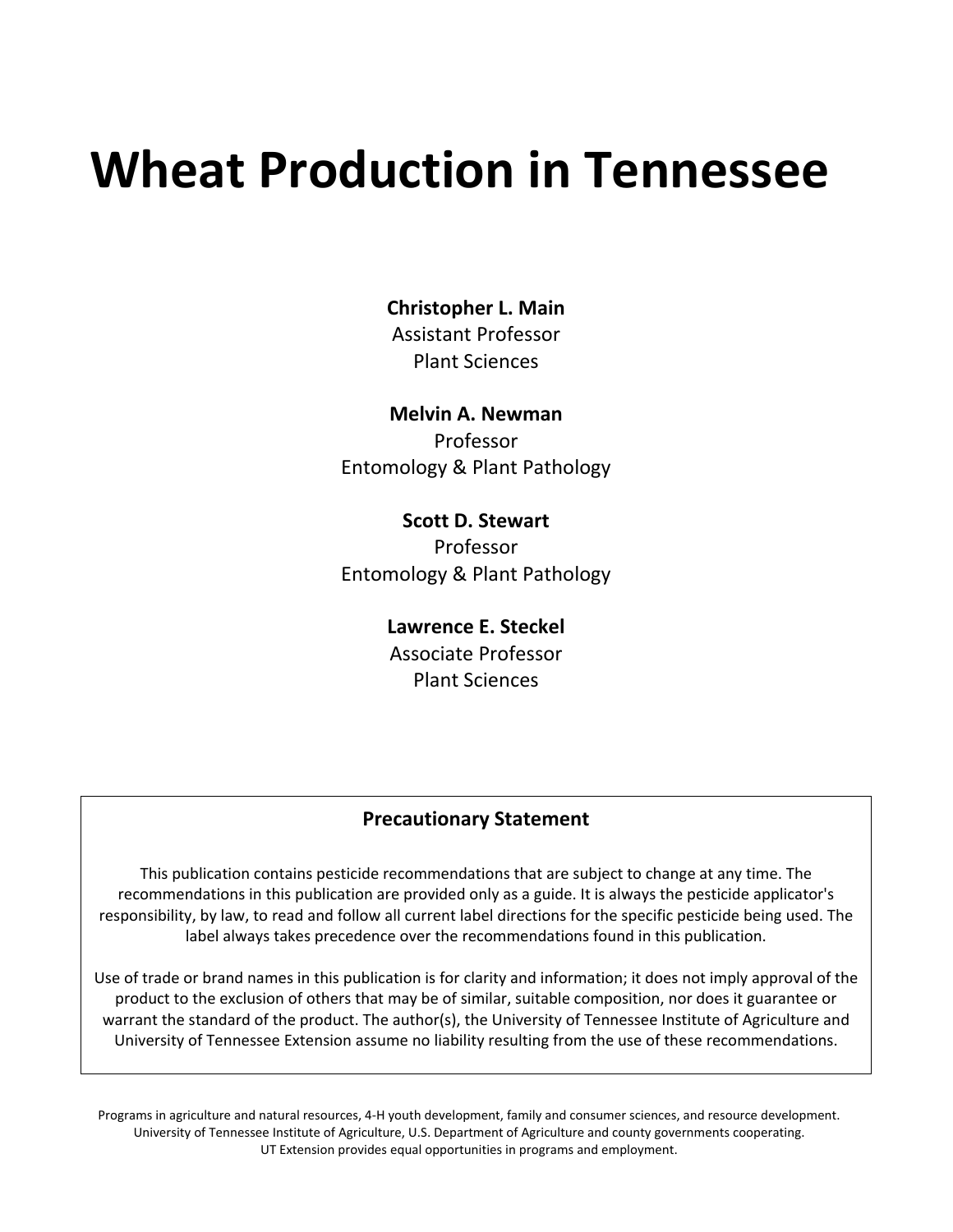# Wheat Production in Tennessee

**Christopher L. Main**
Assistant Professor
Plant Sciences

**Melvin A. Newman**
Professor
Entomology & Plant Pathology

**Scott D. Stewart**
Professor
Entomology & Plant Pathology

**Lawrence E. Steckel**
Associate Professor
Plant Sciences

## Precautionary Statement

This publication contains pesticide recommendations that are subject to change at any time. The recommendations in this publication are provided only as a guide. It is always the pesticide applicator's responsibility, by law, to read and follow all current label directions for the specific pesticide being used. The label always takes precedence over the recommendations found in this publication.

Use of trade or brand names in this publication is for clarity and information; it does not imply approval of the product to the exclusion of others that may be of similar, suitable composition, nor does it guarantee or warrant the standard of the product. The author(s), the University of Tennessee Institute of Agriculture and University of Tennessee Extension assume no liability resulting from the use of these recommendations.

Programs in agriculture and natural resources, 4-H youth development, family and consumer sciences, and resource development.
University of Tennessee Institute of Agriculture, U.S. Department of Agriculture and county governments cooperating.
UT Extension provides equal opportunities in programs and employment.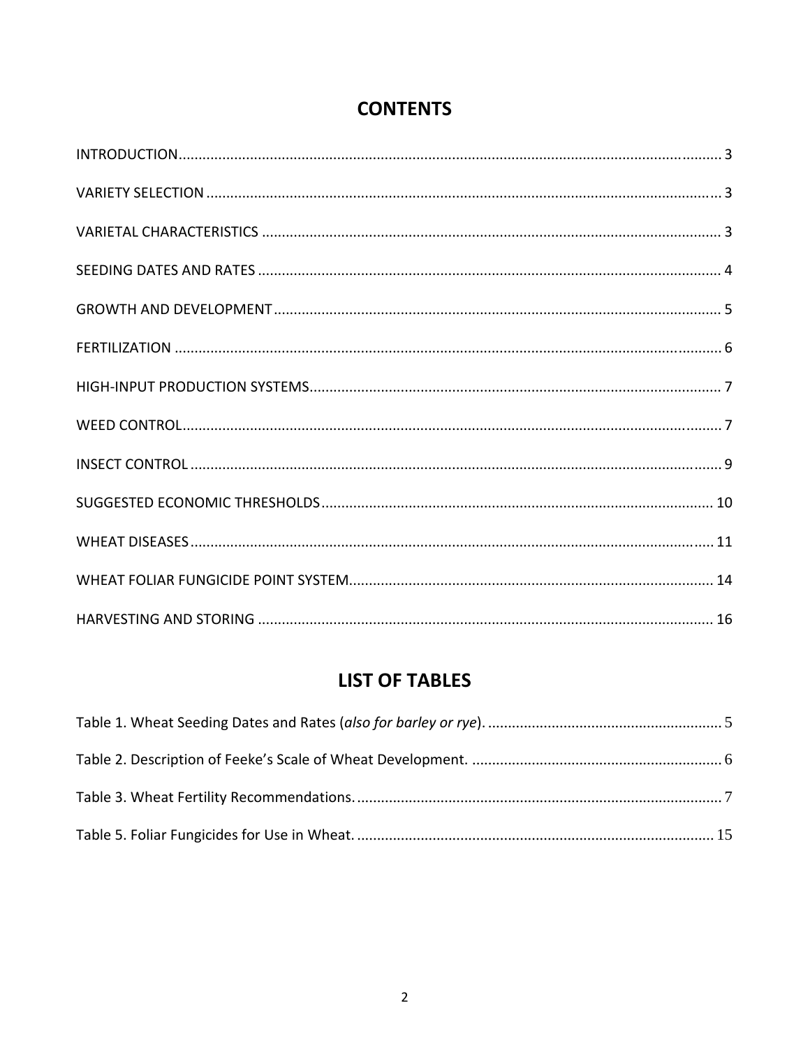## CONTENTS

INTRODUCTION........................................................................................................................................ 3

VARIETY SELECTION ................................................................................................................................ 3

VARIETAL CHARACTERISTICS .................................................................................................................. 3

SEEDING DATES AND RATES .................................................................................................................... 4

GROWTH AND DEVELOPMENT ................................................................................................................ 5

FERTILIZATION .......................................................................................................................................... 6

HIGH-INPUT PRODUCTION SYSTEMS....................................................................................................... 7

WEED CONTROL....................................................................................................................................... 7

INSECT CONTROL ..................................................................................................................................... 9

SUGGESTED ECONOMIC THRESHOLDS .................................................................................................. 10

WHEAT DISEASES ................................................................................................................................... 11

WHEAT FOLIAR FUNGICIDE POINT SYSTEM........................................................................................... 14

HARVESTING AND STORING .................................................................................................................. 16

## LIST OF TABLES

Table 1. Wheat Seeding Dates and Rates (*also for barley or rye*). ........................................................... 5

Table 2. Description of Feeke's Scale of Wheat Development. ............................................................... 6

Table 3. Wheat Fertility Recommendations. ............................................................................................ 7

Table 5. Foliar Fungicides for Use in Wheat. .......................................................................................... 15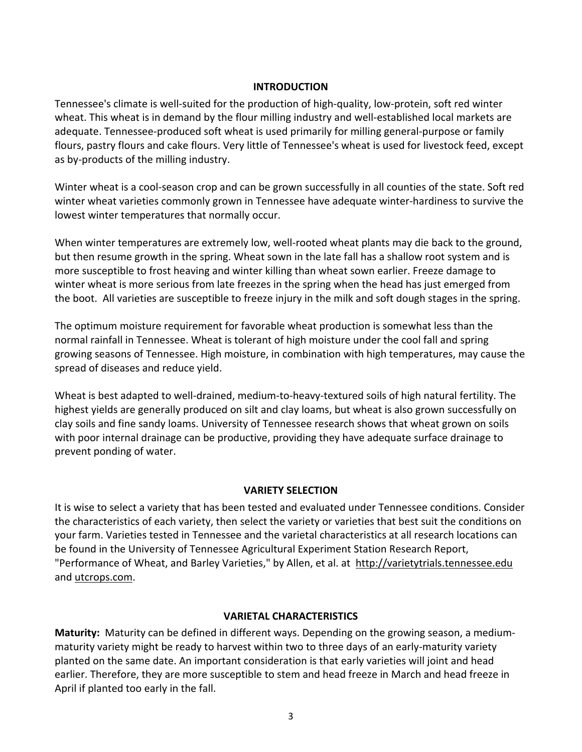## INTRODUCTION

Tennessee's climate is well-suited for the production of high-quality, low-protein, soft red winter wheat. This wheat is in demand by the flour milling industry and well-established local markets are adequate. Tennessee-produced soft wheat is used primarily for milling general-purpose or family flours, pastry flours and cake flours. Very little of Tennessee's wheat is used for livestock feed, except as by-products of the milling industry.

Winter wheat is a cool-season crop and can be grown successfully in all counties of the state. Soft red winter wheat varieties commonly grown in Tennessee have adequate winter-hardiness to survive the lowest winter temperatures that normally occur.

When winter temperatures are extremely low, well-rooted wheat plants may die back to the ground, but then resume growth in the spring. Wheat sown in the late fall has a shallow root system and is more susceptible to frost heaving and winter killing than wheat sown earlier. Freeze damage to winter wheat is more serious from late freezes in the spring when the head has just emerged from the boot. All varieties are susceptible to freeze injury in the milk and soft dough stages in the spring.

The optimum moisture requirement for favorable wheat production is somewhat less than the normal rainfall in Tennessee. Wheat is tolerant of high moisture under the cool fall and spring growing seasons of Tennessee. High moisture, in combination with high temperatures, may cause the spread of diseases and reduce yield.

Wheat is best adapted to well-drained, medium-to-heavy-textured soils of high natural fertility. The highest yields are generally produced on silt and clay loams, but wheat is also grown successfully on clay soils and fine sandy loams. University of Tennessee research shows that wheat grown on soils with poor internal drainage can be productive, providing they have adequate surface drainage to prevent ponding of water.

## VARIETY SELECTION

It is wise to select a variety that has been tested and evaluated under Tennessee conditions. Consider the characteristics of each variety, then select the variety or varieties that best suit the conditions on your farm. Varieties tested in Tennessee and the varietal characteristics at all research locations can be found in the University of Tennessee Agricultural Experiment Station Research Report, "Performance of Wheat, and Barley Varieties," by Allen, et al. at http://varietytrials.tennessee.edu and utcrops.com.

## VARIETAL CHARACTERISTICS

**Maturity:** Maturity can be defined in different ways. Depending on the growing season, a medium-maturity variety might be ready to harvest within two to three days of an early-maturity variety planted on the same date. An important consideration is that early varieties will joint and head earlier. Therefore, they are more susceptible to stem and head freeze in March and head freeze in April if planted too early in the fall.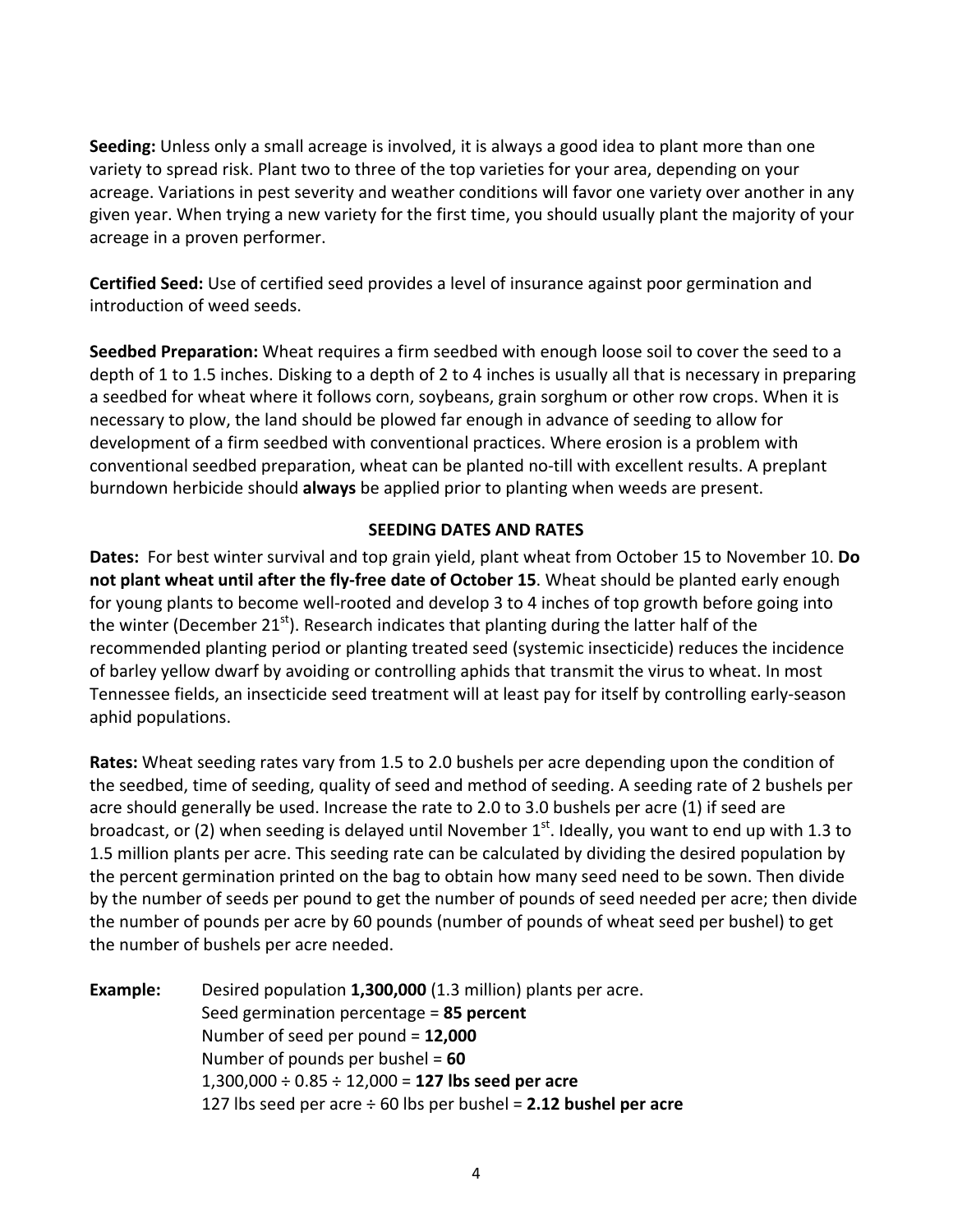**Seeding:** Unless only a small acreage is involved, it is always a good idea to plant more than one variety to spread risk. Plant two to three of the top varieties for your area, depending on your acreage. Variations in pest severity and weather conditions will favor one variety over another in any given year. When trying a new variety for the first time, you should usually plant the majority of your acreage in a proven performer.

**Certified Seed:** Use of certified seed provides a level of insurance against poor germination and introduction of weed seeds.

**Seedbed Preparation:** Wheat requires a firm seedbed with enough loose soil to cover the seed to a depth of 1 to 1.5 inches. Disking to a depth of 2 to 4 inches is usually all that is necessary in preparing a seedbed for wheat where it follows corn, soybeans, grain sorghum or other row crops. When it is necessary to plow, the land should be plowed far enough in advance of seeding to allow for development of a firm seedbed with conventional practices. Where erosion is a problem with conventional seedbed preparation, wheat can be planted no-till with excellent results. A preplant burndown herbicide should **always** be applied prior to planting when weeds are present.

## SEEDING DATES AND RATES

**Dates:** For best winter survival and top grain yield, plant wheat from October 15 to November 10. **Do not plant wheat until after the fly-free date of October 15**. Wheat should be planted early enough for young plants to become well-rooted and develop 3 to 4 inches of top growth before going into the winter (December 21st). Research indicates that planting during the latter half of the recommended planting period or planting treated seed (systemic insecticide) reduces the incidence of barley yellow dwarf by avoiding or controlling aphids that transmit the virus to wheat. In most Tennessee fields, an insecticide seed treatment will at least pay for itself by controlling early-season aphid populations.

**Rates:** Wheat seeding rates vary from 1.5 to 2.0 bushels per acre depending upon the condition of the seedbed, time of seeding, quality of seed and method of seeding. A seeding rate of 2 bushels per acre should generally be used. Increase the rate to 2.0 to 3.0 bushels per acre (1) if seed are broadcast, or (2) when seeding is delayed until November 1st. Ideally, you want to end up with 1.3 to 1.5 million plants per acre. This seeding rate can be calculated by dividing the desired population by the percent germination printed on the bag to obtain how many seed need to be sown. Then divide by the number of seeds per pound to get the number of pounds of seed needed per acre; then divide the number of pounds per acre by 60 pounds (number of pounds of wheat seed per bushel) to get the number of bushels per acre needed.

**Example:** Desired population **1,300,000** (1.3 million) plants per acre.
Seed germination percentage = **85 percent**
Number of seed per pound = **12,000**
Number of pounds per bushel = **60**
1,300,000 ÷ 0.85 ÷ 12,000 = **127 lbs seed per acre**
127 lbs seed per acre ÷ 60 lbs per bushel = **2.12 bushel per acre**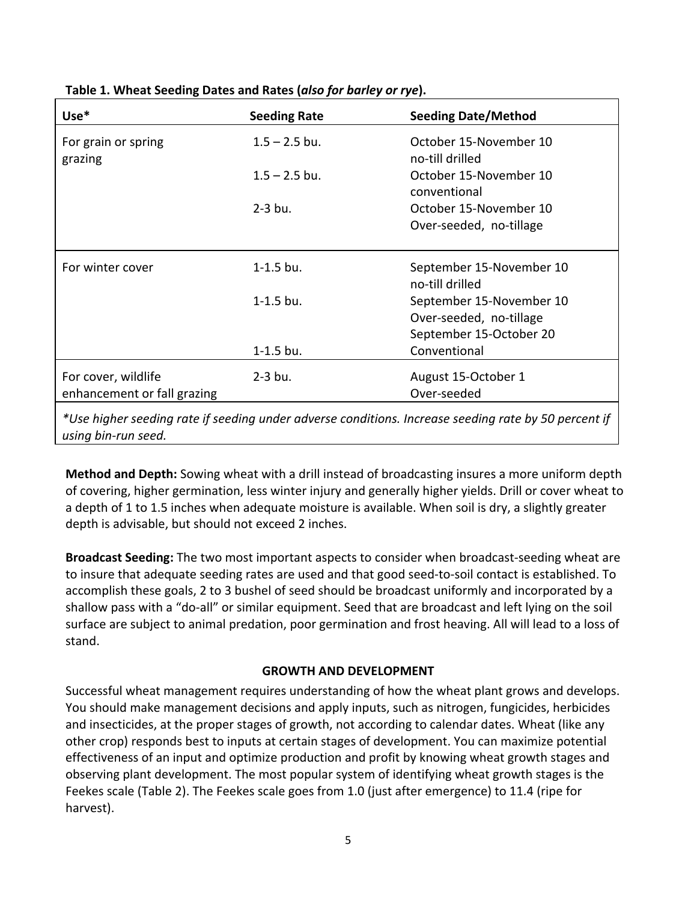**Table 1. Wheat Seeding Dates and Rates (*also for barley or rye*).**

| Use* | Seeding Rate | Seeding Date/Method |
|---|---|---|
| For grain or spring grazing | 1.5 – 2.5 bu. | October 15-November 10 no-till drilled |
| | 1.5 – 2.5 bu. | October 15-November 10 conventional |
| | 2-3 bu. | October 15-November 10 Over-seeded, no-tillage |
| For winter cover | 1-1.5 bu. | September 15-November 10 no-till drilled |
| | 1-1.5 bu. | September 15-November 10 Over-seeded, no-tillage |
| | 1-1.5 bu. | September 15-October 20 Conventional |
| For cover, wildlife enhancement or fall grazing | 2-3 bu. | August 15-October 1 Over-seeded |

**Use higher seeding rate if seeding under adverse conditions. Increase seeding rate by 50 percent if using bin-run seed.*

**Method and Depth:** Sowing wheat with a drill instead of broadcasting insures a more uniform depth of covering, higher germination, less winter injury and generally higher yields. Drill or cover wheat to a depth of 1 to 1.5 inches when adequate moisture is available. When soil is dry, a slightly greater depth is advisable, but should not exceed 2 inches.

**Broadcast Seeding:** The two most important aspects to consider when broadcast-seeding wheat are to insure that adequate seeding rates are used and that good seed-to-soil contact is established. To accomplish these goals, 2 to 3 bushel of seed should be broadcast uniformly and incorporated by a shallow pass with a "do-all" or similar equipment. Seed that are broadcast and left lying on the soil surface are subject to animal predation, poor germination and frost heaving. All will lead to a loss of stand.

## GROWTH AND DEVELOPMENT

Successful wheat management requires understanding of how the wheat plant grows and develops. You should make management decisions and apply inputs, such as nitrogen, fungicides, herbicides and insecticides, at the proper stages of growth, not according to calendar dates. Wheat (like any other crop) responds best to inputs at certain stages of development. You can maximize potential effectiveness of an input and optimize production and profit by knowing wheat growth stages and observing plant development. The most popular system of identifying wheat growth stages is the Feekes scale (Table 2). The Feekes scale goes from 1.0 (just after emergence) to 11.4 (ripe for harvest).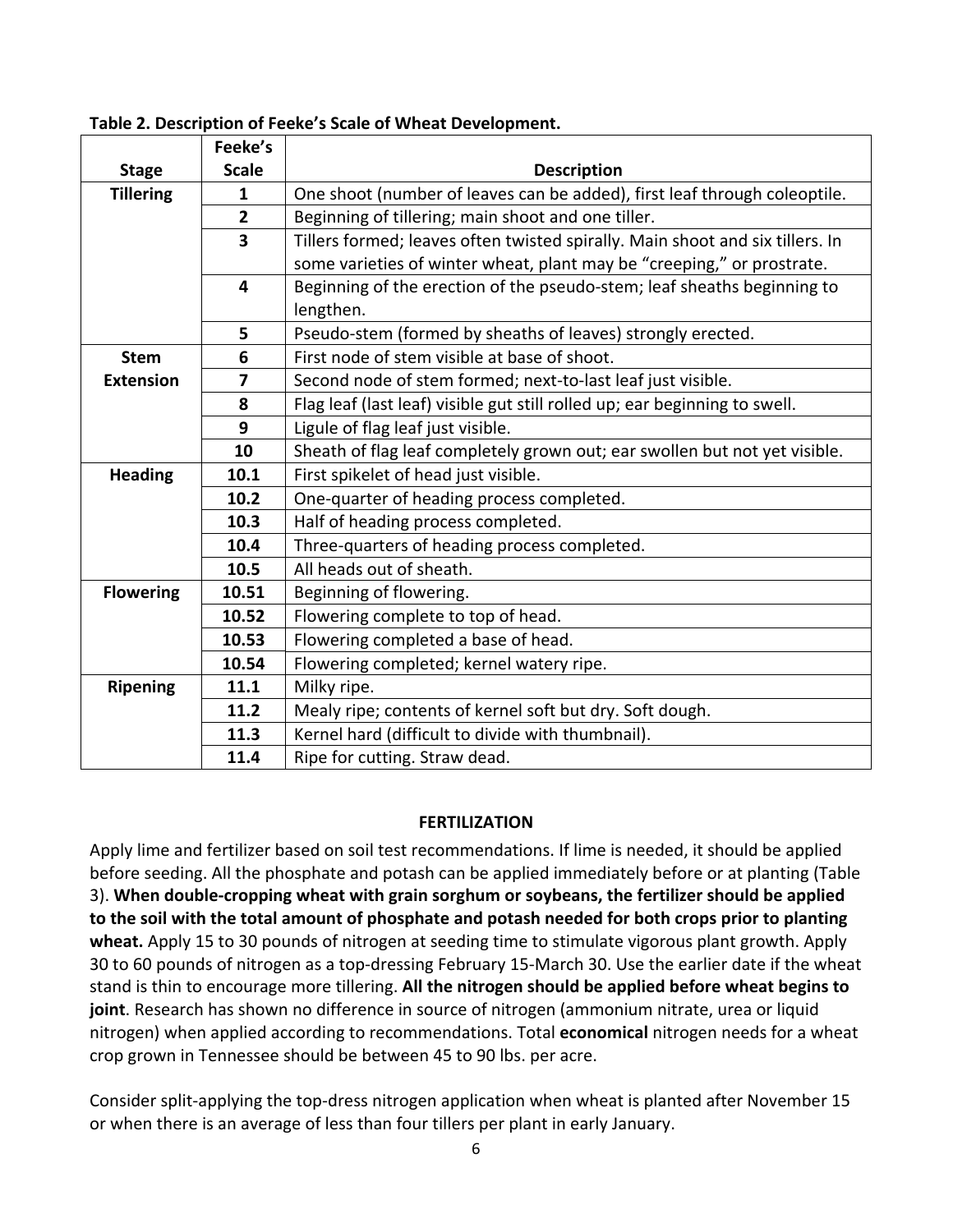**Table 2. Description of Feeke's Scale of Wheat Development.**

| Stage | Feeke's Scale | Description |
|---|---|---|
| **Tillering** | **1** | One shoot (number of leaves can be added), first leaf through coleoptile. |
| | **2** | Beginning of tillering; main shoot and one tiller. |
| | **3** | Tillers formed; leaves often twisted spirally. Main shoot and six tillers. In some varieties of winter wheat, plant may be "creeping," or prostrate. |
| | **4** | Beginning of the erection of the pseudo-stem; leaf sheaths beginning to lengthen. |
| | **5** | Pseudo-stem (formed by sheaths of leaves) strongly erected. |
| **Stem Extension** | **6** | First node of stem visible at base of shoot. |
| | **7** | Second node of stem formed; next-to-last leaf just visible. |
| | **8** | Flag leaf (last leaf) visible gut still rolled up; ear beginning to swell. |
| | **9** | Ligule of flag leaf just visible. |
| | **10** | Sheath of flag leaf completely grown out; ear swollen but not yet visible. |
| **Heading** | **10.1** | First spikelet of head just visible. |
| | **10.2** | One-quarter of heading process completed. |
| | **10.3** | Half of heading process completed. |
| | **10.4** | Three-quarters of heading process completed. |
| | **10.5** | All heads out of sheath. |
| **Flowering** | **10.51** | Beginning of flowering. |
| | **10.52** | Flowering complete to top of head. |
| | **10.53** | Flowering completed a base of head. |
| | **10.54** | Flowering completed; kernel watery ripe. |
| **Ripening** | **11.1** | Milky ripe. |
| | **11.2** | Mealy ripe; contents of kernel soft but dry. Soft dough. |
| | **11.3** | Kernel hard (difficult to divide with thumbnail). |
| | **11.4** | Ripe for cutting. Straw dead. |

## FERTILIZATION

Apply lime and fertilizer based on soil test recommendations. If lime is needed, it should be applied before seeding. All the phosphate and potash can be applied immediately before or at planting (Table 3). **When double-cropping wheat with grain sorghum or soybeans, the fertilizer should be applied to the soil with the total amount of phosphate and potash needed for both crops prior to planting wheat.** Apply 15 to 30 pounds of nitrogen at seeding time to stimulate vigorous plant growth. Apply 30 to 60 pounds of nitrogen as a top-dressing February 15-March 30. Use the earlier date if the wheat stand is thin to encourage more tillering. **All the nitrogen should be applied before wheat begins to joint**. Research has shown no difference in source of nitrogen (ammonium nitrate, urea or liquid nitrogen) when applied according to recommendations. Total **economical** nitrogen needs for a wheat crop grown in Tennessee should be between 45 to 90 lbs. per acre.

Consider split-applying the top-dress nitrogen application when wheat is planted after November 15 or when there is an average of less than four tillers per plant in early January.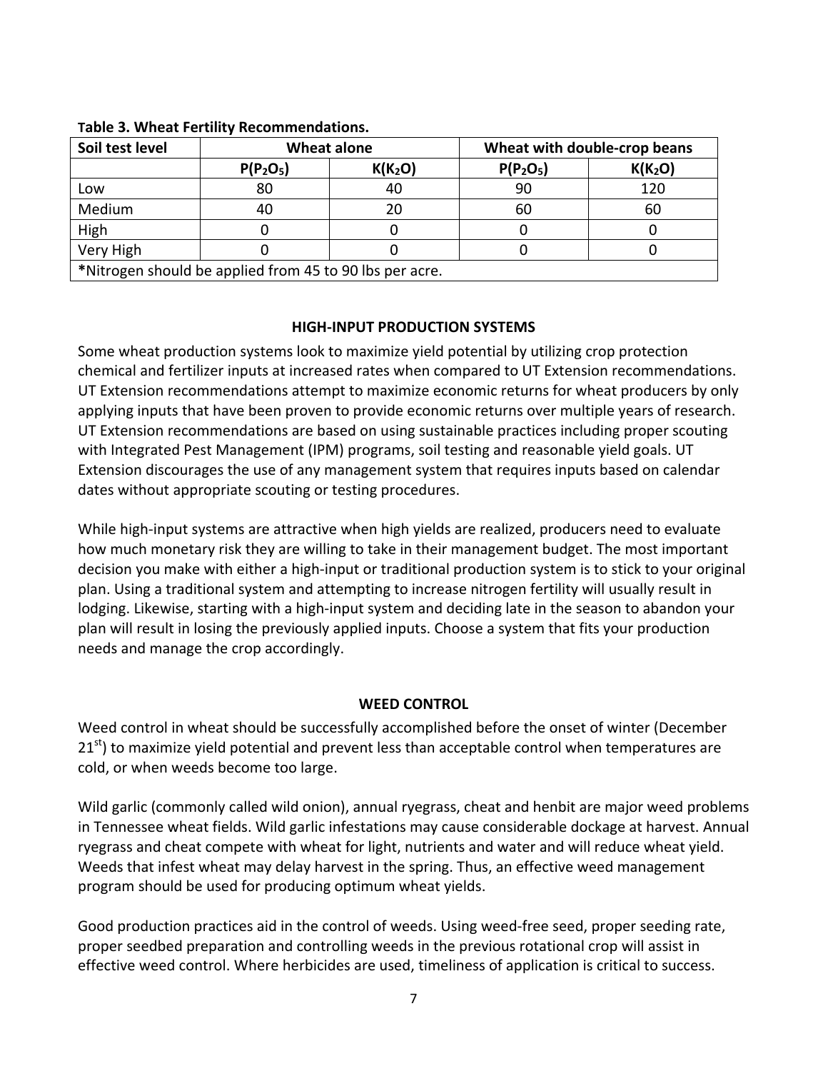**Table 3. Wheat Fertility Recommendations.**

| Soil test level | Wheat alone | | Wheat with double-crop beans | |
|---|---|---|---|---|
| | $P(P_2O_5)$ | $K(K_2O)$ | $P(P_2O_5)$ | $K(K_2O)$ |
| Low | 80 | 40 | 90 | 120 |
| Medium | 40 | 20 | 60 | 60 |
| High | 0 | 0 | 0 | 0 |
| Very High | 0 | 0 | 0 | 0 |
| ***Nitrogen should be applied from 45 to 90 lbs per acre.** | | | | |

## HIGH-INPUT PRODUCTION SYSTEMS

Some wheat production systems look to maximize yield potential by utilizing crop protection chemical and fertilizer inputs at increased rates when compared to UT Extension recommendations. UT Extension recommendations attempt to maximize economic returns for wheat producers by only applying inputs that have been proven to provide economic returns over multiple years of research. UT Extension recommendations are based on using sustainable practices including proper scouting with Integrated Pest Management (IPM) programs, soil testing and reasonable yield goals. UT Extension discourages the use of any management system that requires inputs based on calendar dates without appropriate scouting or testing procedures.

While high-input systems are attractive when high yields are realized, producers need to evaluate how much monetary risk they are willing to take in their management budget. The most important decision you make with either a high-input or traditional production system is to stick to your original plan. Using a traditional system and attempting to increase nitrogen fertility will usually result in lodging. Likewise, starting with a high-input system and deciding late in the season to abandon your plan will result in losing the previously applied inputs. Choose a system that fits your production needs and manage the crop accordingly.

## WEED CONTROL

Weed control in wheat should be successfully accomplished before the onset of winter (December 21st) to maximize yield potential and prevent less than acceptable control when temperatures are cold, or when weeds become too large.

Wild garlic (commonly called wild onion), annual ryegrass, cheat and henbit are major weed problems in Tennessee wheat fields. Wild garlic infestations may cause considerable dockage at harvest. Annual ryegrass and cheat compete with wheat for light, nutrients and water and will reduce wheat yield. Weeds that infest wheat may delay harvest in the spring. Thus, an effective weed management program should be used for producing optimum wheat yields.

Good production practices aid in the control of weeds. Using weed-free seed, proper seeding rate, proper seedbed preparation and controlling weeds in the previous rotational crop will assist in effective weed control. Where herbicides are used, timeliness of application is critical to success.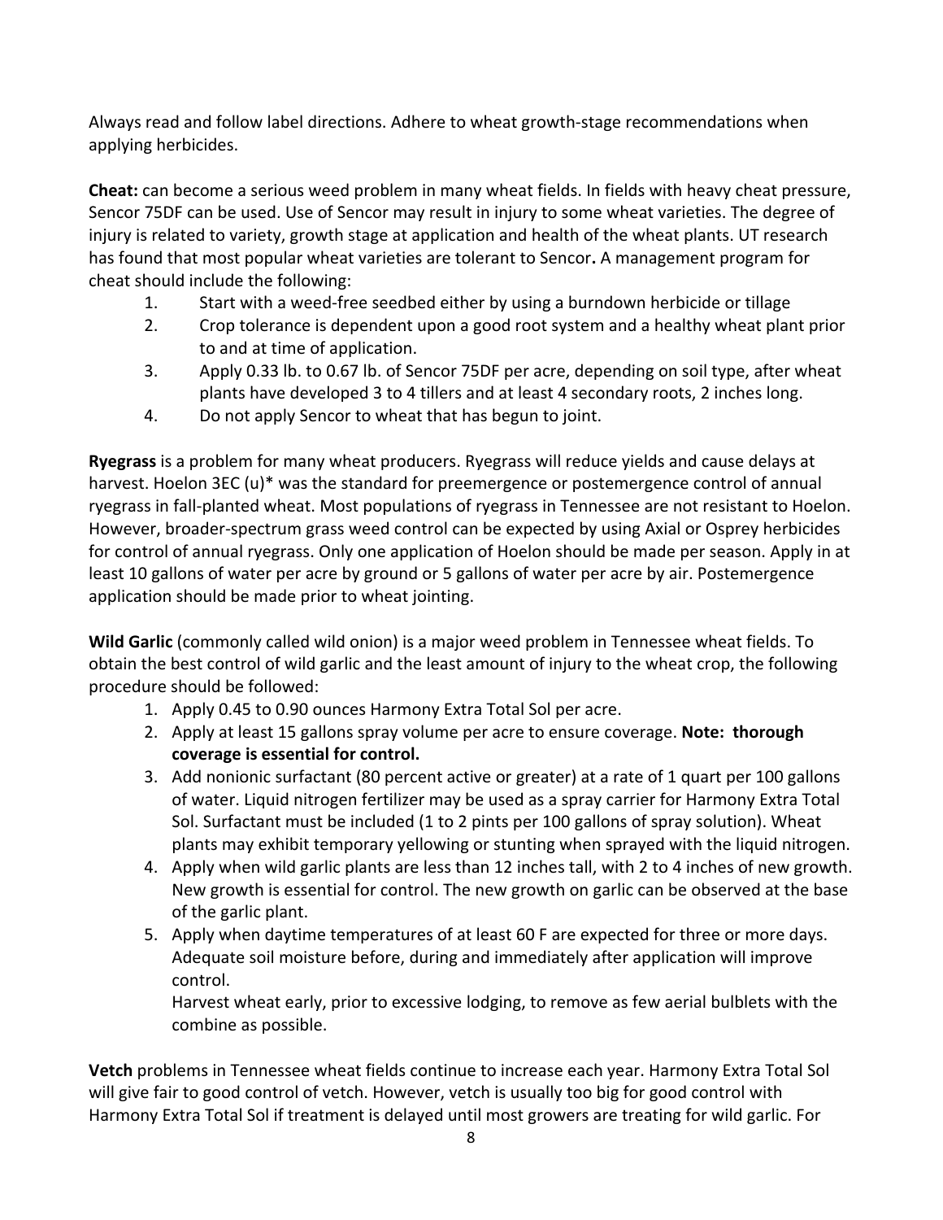Always read and follow label directions. Adhere to wheat growth-stage recommendations when applying herbicides.

**Cheat:** can become a serious weed problem in many wheat fields. In fields with heavy cheat pressure, Sencor 75DF can be used. Use of Sencor may result in injury to some wheat varieties. The degree of injury is related to variety, growth stage at application and health of the wheat plants. UT research has found that most popular wheat varieties are tolerant to Sencor**.** A management program for cheat should include the following:

1. Start with a weed-free seedbed either by using a burndown herbicide or tillage
2. Crop tolerance is dependent upon a good root system and a healthy wheat plant prior to and at time of application.
3. Apply 0.33 lb. to 0.67 lb. of Sencor 75DF per acre, depending on soil type, after wheat plants have developed 3 to 4 tillers and at least 4 secondary roots, 2 inches long.
4. Do not apply Sencor to wheat that has begun to joint.

**Ryegrass** is a problem for many wheat producers. Ryegrass will reduce yields and cause delays at harvest. Hoelon 3EC (u)* was the standard for preemergence or postemergence control of annual ryegrass in fall-planted wheat. Most populations of ryegrass in Tennessee are not resistant to Hoelon. However, broader-spectrum grass weed control can be expected by using Axial or Osprey herbicides for control of annual ryegrass. Only one application of Hoelon should be made per season. Apply in at least 10 gallons of water per acre by ground or 5 gallons of water per acre by air. Postemergence application should be made prior to wheat jointing.

**Wild Garlic** (commonly called wild onion) is a major weed problem in Tennessee wheat fields. To obtain the best control of wild garlic and the least amount of injury to the wheat crop, the following procedure should be followed:

1. Apply 0.45 to 0.90 ounces Harmony Extra Total Sol per acre.
2. Apply at least 15 gallons spray volume per acre to ensure coverage. **Note: thorough coverage is essential for control.**
3. Add nonionic surfactant (80 percent active or greater) at a rate of 1 quart per 100 gallons of water. Liquid nitrogen fertilizer may be used as a spray carrier for Harmony Extra Total Sol. Surfactant must be included (1 to 2 pints per 100 gallons of spray solution). Wheat plants may exhibit temporary yellowing or stunting when sprayed with the liquid nitrogen.
4. Apply when wild garlic plants are less than 12 inches tall, with 2 to 4 inches of new growth. New growth is essential for control. The new growth on garlic can be observed at the base of the garlic plant.
5. Apply when daytime temperatures of at least 60 F are expected for three or more days. Adequate soil moisture before, during and immediately after application will improve control.

   Harvest wheat early, prior to excessive lodging, to remove as few aerial bulblets with the combine as possible.

**Vetch** problems in Tennessee wheat fields continue to increase each year. Harmony Extra Total Sol will give fair to good control of vetch. However, vetch is usually too big for good control with Harmony Extra Total Sol if treatment is delayed until most growers are treating for wild garlic. For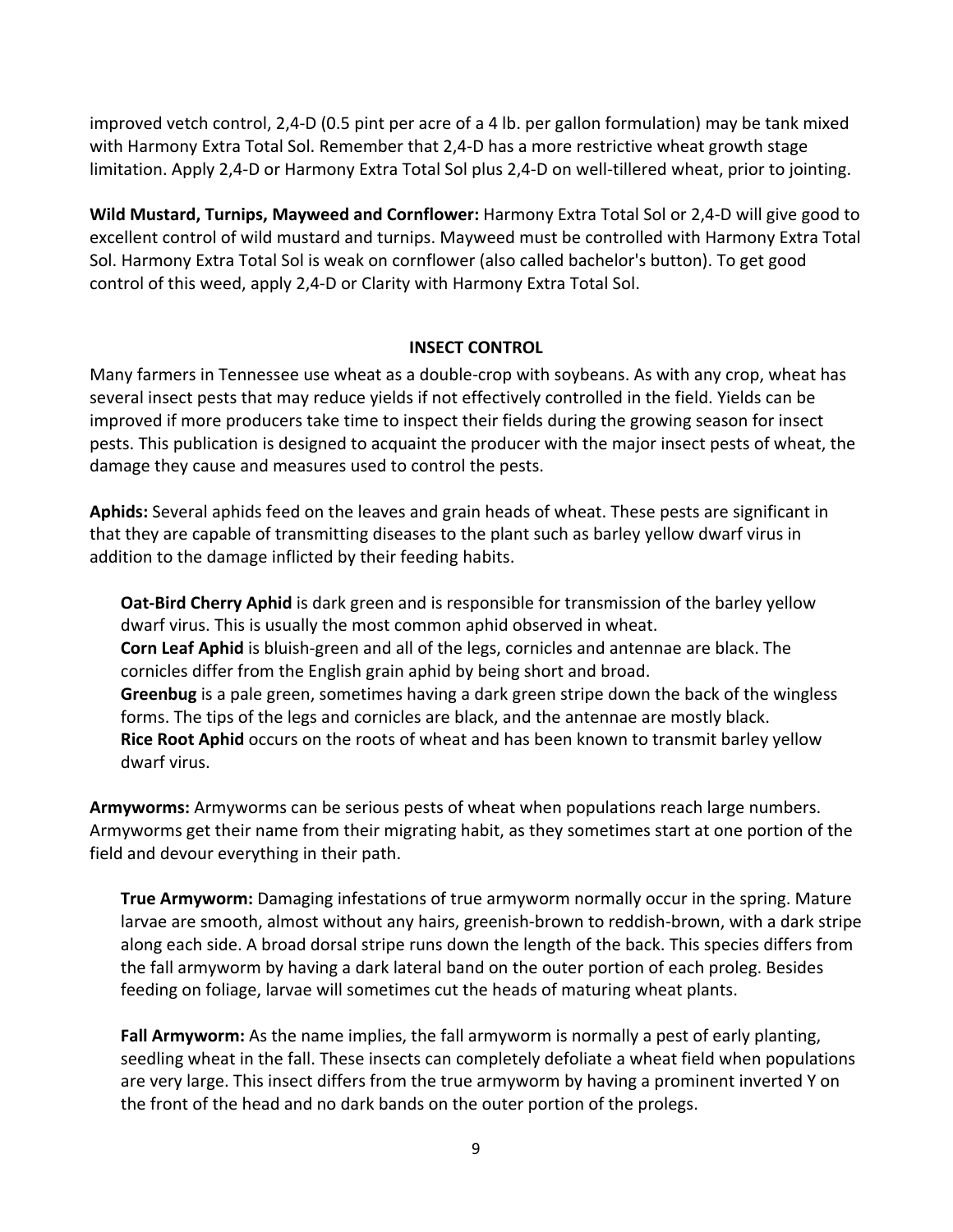improved vetch control, 2,4-D (0.5 pint per acre of a 4 lb. per gallon formulation) may be tank mixed with Harmony Extra Total Sol. Remember that 2,4-D has a more restrictive wheat growth stage limitation. Apply 2,4-D or Harmony Extra Total Sol plus 2,4-D on well-tillered wheat, prior to jointing.

**Wild Mustard, Turnips, Mayweed and Cornflower:** Harmony Extra Total Sol or 2,4-D will give good to excellent control of wild mustard and turnips. Mayweed must be controlled with Harmony Extra Total Sol. Harmony Extra Total Sol is weak on cornflower (also called bachelor's button). To get good control of this weed, apply 2,4-D or Clarity with Harmony Extra Total Sol.

## INSECT CONTROL

Many farmers in Tennessee use wheat as a double-crop with soybeans. As with any crop, wheat has several insect pests that may reduce yields if not effectively controlled in the field. Yields can be improved if more producers take time to inspect their fields during the growing season for insect pests. This publication is designed to acquaint the producer with the major insect pests of wheat, the damage they cause and measures used to control the pests.

**Aphids:** Several aphids feed on the leaves and grain heads of wheat. These pests are significant in that they are capable of transmitting diseases to the plant such as barley yellow dwarf virus in addition to the damage inflicted by their feeding habits.

**Oat-Bird Cherry Aphid** is dark green and is responsible for transmission of the barley yellow dwarf virus. This is usually the most common aphid observed in wheat.
**Corn Leaf Aphid** is bluish-green and all of the legs, cornicles and antennae are black. The cornicles differ from the English grain aphid by being short and broad.
**Greenbug** is a pale green, sometimes having a dark green stripe down the back of the wingless forms. The tips of the legs and cornicles are black, and the antennae are mostly black.
**Rice Root Aphid** occurs on the roots of wheat and has been known to transmit barley yellow dwarf virus.

**Armyworms:** Armyworms can be serious pests of wheat when populations reach large numbers. Armyworms get their name from their migrating habit, as they sometimes start at one portion of the field and devour everything in their path.

**True Armyworm:** Damaging infestations of true armyworm normally occur in the spring. Mature larvae are smooth, almost without any hairs, greenish-brown to reddish-brown, with a dark stripe along each side. A broad dorsal stripe runs down the length of the back. This species differs from the fall armyworm by having a dark lateral band on the outer portion of each proleg. Besides feeding on foliage, larvae will sometimes cut the heads of maturing wheat plants.

**Fall Armyworm:** As the name implies, the fall armyworm is normally a pest of early planting, seedling wheat in the fall. These insects can completely defoliate a wheat field when populations are very large. This insect differs from the true armyworm by having a prominent inverted Y on the front of the head and no dark bands on the outer portion of the prolegs.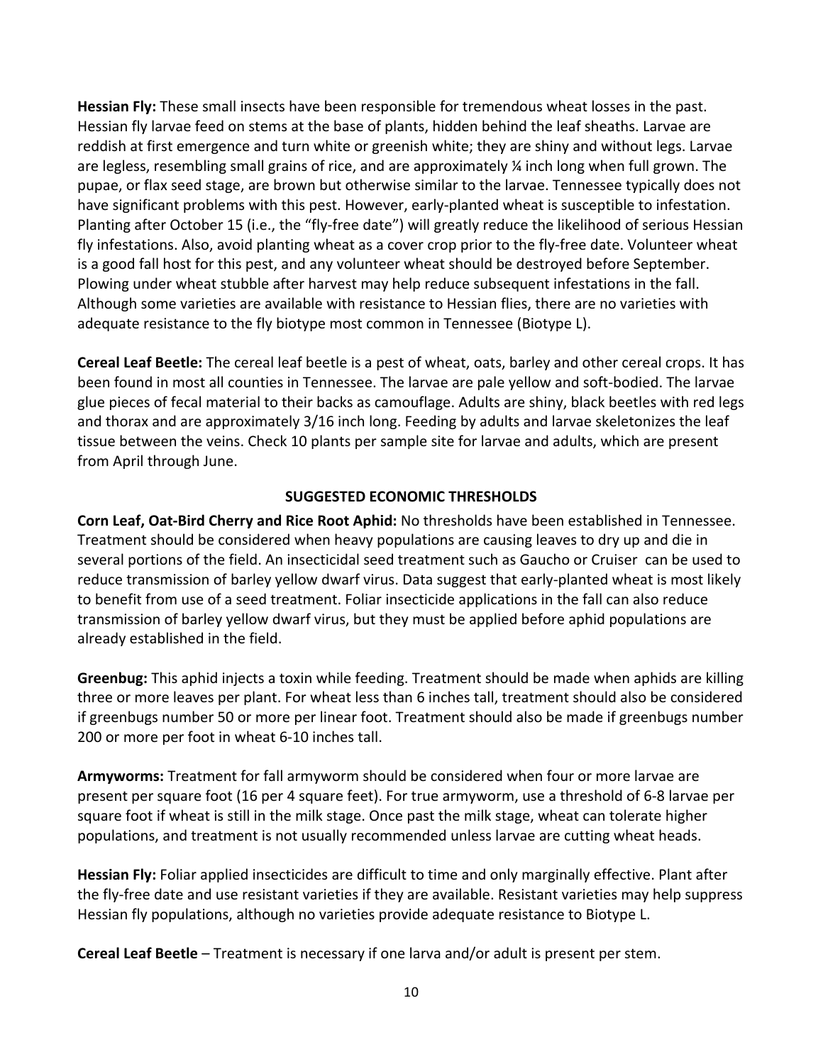**Hessian Fly:** These small insects have been responsible for tremendous wheat losses in the past. Hessian fly larvae feed on stems at the base of plants, hidden behind the leaf sheaths. Larvae are reddish at first emergence and turn white or greenish white; they are shiny and without legs. Larvae are legless, resembling small grains of rice, and are approximately ¼ inch long when full grown. The pupae, or flax seed stage, are brown but otherwise similar to the larvae. Tennessee typically does not have significant problems with this pest. However, early-planted wheat is susceptible to infestation. Planting after October 15 (i.e., the "fly-free date") will greatly reduce the likelihood of serious Hessian fly infestations. Also, avoid planting wheat as a cover crop prior to the fly-free date. Volunteer wheat is a good fall host for this pest, and any volunteer wheat should be destroyed before September. Plowing under wheat stubble after harvest may help reduce subsequent infestations in the fall. Although some varieties are available with resistance to Hessian flies, there are no varieties with adequate resistance to the fly biotype most common in Tennessee (Biotype L).

**Cereal Leaf Beetle:** The cereal leaf beetle is a pest of wheat, oats, barley and other cereal crops. It has been found in most all counties in Tennessee. The larvae are pale yellow and soft-bodied. The larvae glue pieces of fecal material to their backs as camouflage. Adults are shiny, black beetles with red legs and thorax and are approximately 3/16 inch long. Feeding by adults and larvae skeletonizes the leaf tissue between the veins. Check 10 plants per sample site for larvae and adults, which are present from April through June.

## SUGGESTED ECONOMIC THRESHOLDS

**Corn Leaf, Oat-Bird Cherry and Rice Root Aphid:** No thresholds have been established in Tennessee. Treatment should be considered when heavy populations are causing leaves to dry up and die in several portions of the field. An insecticidal seed treatment such as Gaucho or Cruiser can be used to reduce transmission of barley yellow dwarf virus. Data suggest that early-planted wheat is most likely to benefit from use of a seed treatment. Foliar insecticide applications in the fall can also reduce transmission of barley yellow dwarf virus, but they must be applied before aphid populations are already established in the field.

**Greenbug:** This aphid injects a toxin while feeding. Treatment should be made when aphids are killing three or more leaves per plant. For wheat less than 6 inches tall, treatment should also be considered if greenbugs number 50 or more per linear foot. Treatment should also be made if greenbugs number 200 or more per foot in wheat 6-10 inches tall.

**Armyworms:** Treatment for fall armyworm should be considered when four or more larvae are present per square foot (16 per 4 square feet). For true armyworm, use a threshold of 6-8 larvae per square foot if wheat is still in the milk stage. Once past the milk stage, wheat can tolerate higher populations, and treatment is not usually recommended unless larvae are cutting wheat heads.

**Hessian Fly:** Foliar applied insecticides are difficult to time and only marginally effective. Plant after the fly-free date and use resistant varieties if they are available. Resistant varieties may help suppress Hessian fly populations, although no varieties provide adequate resistance to Biotype L.

**Cereal Leaf Beetle** – Treatment is necessary if one larva and/or adult is present per stem.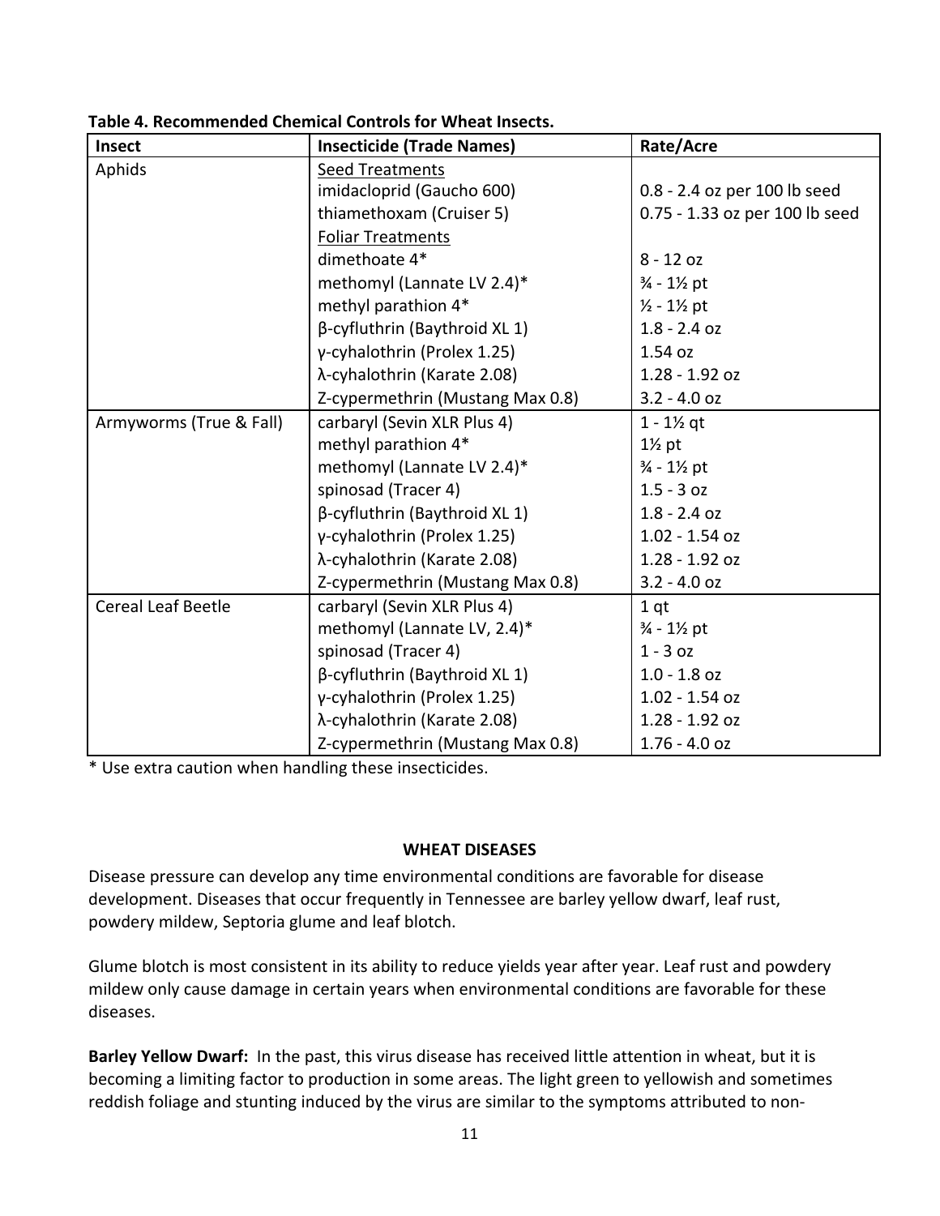**Table 4. Recommended Chemical Controls for Wheat Insects.**

| Insect | Insecticide (Trade Names) | Rate/Acre |
|---|---|---|
| Aphids | Seed Treatments | |
| | imidacloprid (Gaucho 600) | 0.8 - 2.4 oz per 100 lb seed |
| | thiamethoxam (Cruiser 5) | 0.75 - 1.33 oz per 100 lb seed |
| | Foliar Treatments | |
| | dimethoate 4* | 8 - 12 oz |
| | methomyl (Lannate LV 2.4)* | ¾ - 1½ pt |
| | methyl parathion 4* | ½ - 1½ pt |
| | β-cyfluthrin (Baythroid XL 1) | 1.8 - 2.4 oz |
| | γ-cyhalothrin (Prolex 1.25) | 1.54 oz |
| | λ-cyhalothrin (Karate 2.08) | 1.28 - 1.92 oz |
| | Z-cypermethrin (Mustang Max 0.8) | 3.2 - 4.0 oz |
| Armyworms (True & Fall) | carbaryl (Sevin XLR Plus 4) | 1 - 1½ qt |
| | methyl parathion 4* | 1½ pt |
| | methomyl (Lannate LV 2.4)* | ¾ - 1½ pt |
| | spinosad (Tracer 4) | 1.5 - 3 oz |
| | β-cyfluthrin (Baythroid XL 1) | 1.8 - 2.4 oz |
| | γ-cyhalothrin (Prolex 1.25) | 1.02 - 1.54 oz |
| | λ-cyhalothrin (Karate 2.08) | 1.28 - 1.92 oz |
| | Z-cypermethrin (Mustang Max 0.8) | 3.2 - 4.0 oz |
| Cereal Leaf Beetle | carbaryl (Sevin XLR Plus 4) | 1 qt |
| | methomyl (Lannate LV, 2.4)* | ¾ - 1½ pt |
| | spinosad (Tracer 4) | 1 - 3 oz |
| | β-cyfluthrin (Baythroid XL 1) | 1.0 - 1.8 oz |
| | γ-cyhalothrin (Prolex 1.25) | 1.02 - 1.54 oz |
| | λ-cyhalothrin (Karate 2.08) | 1.28 - 1.92 oz |
| | Z-cypermethrin (Mustang Max 0.8) | 1.76 - 4.0 oz |

* Use extra caution when handling these insecticides.

## WHEAT DISEASES

Disease pressure can develop any time environmental conditions are favorable for disease development. Diseases that occur frequently in Tennessee are barley yellow dwarf, leaf rust, powdery mildew, Septoria glume and leaf blotch.

Glume blotch is most consistent in its ability to reduce yields year after year. Leaf rust and powdery mildew only cause damage in certain years when environmental conditions are favorable for these diseases.

**Barley Yellow Dwarf:** In the past, this virus disease has received little attention in wheat, but it is becoming a limiting factor to production in some areas. The light green to yellowish and sometimes reddish foliage and stunting induced by the virus are similar to the symptoms attributed to non-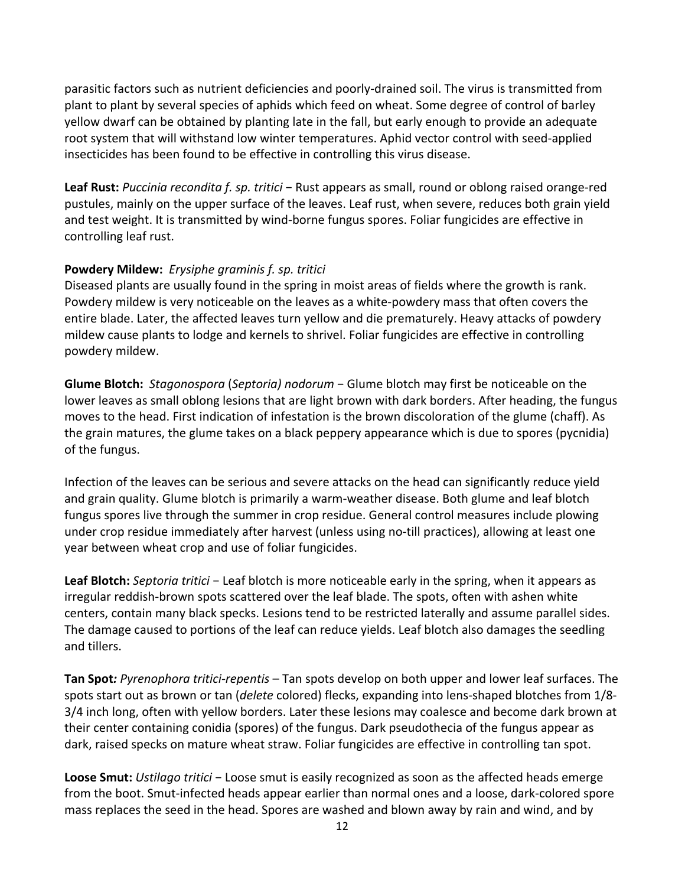parasitic factors such as nutrient deficiencies and poorly-drained soil. The virus is transmitted from plant to plant by several species of aphids which feed on wheat. Some degree of control of barley yellow dwarf can be obtained by planting late in the fall, but early enough to provide an adequate root system that will withstand low winter temperatures. Aphid vector control with seed-applied insecticides has been found to be effective in controlling this virus disease.

**Leaf Rust:** *Puccinia recondita f. sp. tritici* − Rust appears as small, round or oblong raised orange-red pustules, mainly on the upper surface of the leaves. Leaf rust, when severe, reduces both grain yield and test weight. It is transmitted by wind-borne fungus spores. Foliar fungicides are effective in controlling leaf rust.

**Powdery Mildew:** *Erysiphe graminis f. sp. tritici*
Diseased plants are usually found in the spring in moist areas of fields where the growth is rank. Powdery mildew is very noticeable on the leaves as a white-powdery mass that often covers the entire blade. Later, the affected leaves turn yellow and die prematurely. Heavy attacks of powdery mildew cause plants to lodge and kernels to shrivel. Foliar fungicides are effective in controlling powdery mildew.

**Glume Blotch:** *Stagonospora* (*Septoria) nodorum* − Glume blotch may first be noticeable on the lower leaves as small oblong lesions that are light brown with dark borders. After heading, the fungus moves to the head. First indication of infestation is the brown discoloration of the glume (chaff). As the grain matures, the glume takes on a black peppery appearance which is due to spores (pycnidia) of the fungus.

Infection of the leaves can be serious and severe attacks on the head can significantly reduce yield and grain quality. Glume blotch is primarily a warm-weather disease. Both glume and leaf blotch fungus spores live through the summer in crop residue. General control measures include plowing under crop residue immediately after harvest (unless using no-till practices), allowing at least one year between wheat crop and use of foliar fungicides.

**Leaf Blotch:** *Septoria tritici* − Leaf blotch is more noticeable early in the spring, when it appears as irregular reddish-brown spots scattered over the leaf blade. The spots, often with ashen white centers, contain many black specks. Lesions tend to be restricted laterally and assume parallel sides. The damage caused to portions of the leaf can reduce yields. Leaf blotch also damages the seedling and tillers.

**Tan Spot***: Pyrenophora tritici-repentis* – Tan spots develop on both upper and lower leaf surfaces. The spots start out as brown or tan (*delete* colored) flecks, expanding into lens-shaped blotches from 1/8-3/4 inch long, often with yellow borders. Later these lesions may coalesce and become dark brown at their center containing conidia (spores) of the fungus. Dark pseudothecia of the fungus appear as dark, raised specks on mature wheat straw. Foliar fungicides are effective in controlling tan spot.

**Loose Smut:** *Ustilago tritici* − Loose smut is easily recognized as soon as the affected heads emerge from the boot. Smut-infected heads appear earlier than normal ones and a loose, dark-colored spore mass replaces the seed in the head. Spores are washed and blown away by rain and wind, and by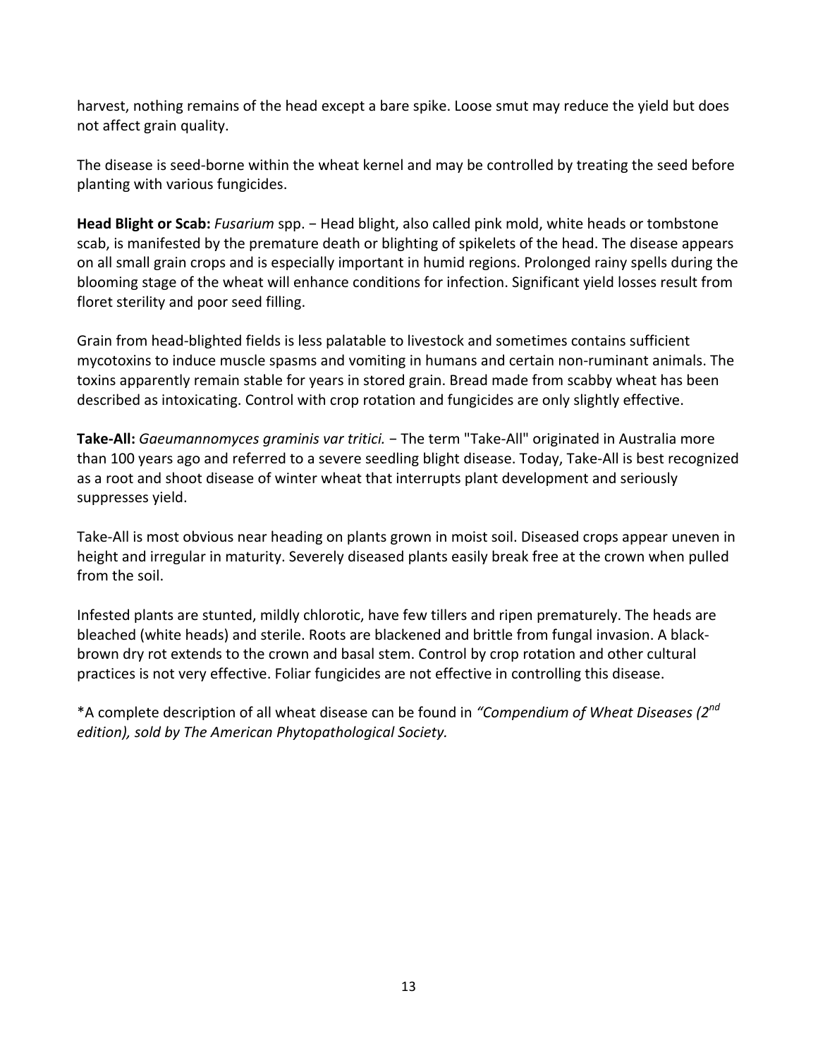harvest, nothing remains of the head except a bare spike. Loose smut may reduce the yield but does not affect grain quality.

The disease is seed-borne within the wheat kernel and may be controlled by treating the seed before planting with various fungicides.

**Head Blight or Scab:** *Fusarium* spp. − Head blight, also called pink mold, white heads or tombstone scab, is manifested by the premature death or blighting of spikelets of the head. The disease appears on all small grain crops and is especially important in humid regions. Prolonged rainy spells during the blooming stage of the wheat will enhance conditions for infection. Significant yield losses result from floret sterility and poor seed filling.

Grain from head-blighted fields is less palatable to livestock and sometimes contains sufficient mycotoxins to induce muscle spasms and vomiting in humans and certain non-ruminant animals. The toxins apparently remain stable for years in stored grain. Bread made from scabby wheat has been described as intoxicating. Control with crop rotation and fungicides are only slightly effective.

**Take-All:** *Gaeumannomyces graminis var tritici.* − The term "Take-All" originated in Australia more than 100 years ago and referred to a severe seedling blight disease. Today, Take-All is best recognized as a root and shoot disease of winter wheat that interrupts plant development and seriously suppresses yield.

Take-All is most obvious near heading on plants grown in moist soil. Diseased crops appear uneven in height and irregular in maturity. Severely diseased plants easily break free at the crown when pulled from the soil.

Infested plants are stunted, mildly chlorotic, have few tillers and ripen prematurely. The heads are bleached (white heads) and sterile. Roots are blackened and brittle from fungal invasion. A black-brown dry rot extends to the crown and basal stem. Control by crop rotation and other cultural practices is not very effective. Foliar fungicides are not effective in controlling this disease.

*A complete description of all wheat disease can be found in *"Compendium of Wheat Diseases (2nd edition), sold by The American Phytopathological Society.*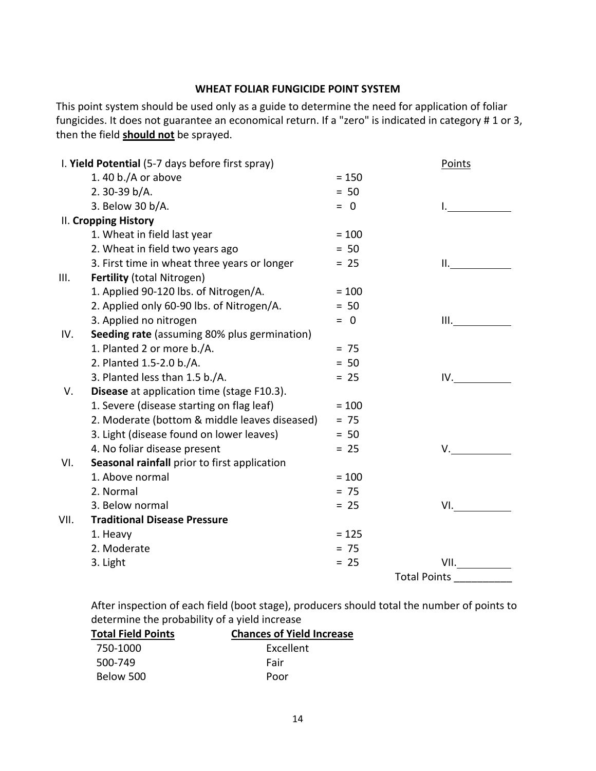## WHEAT FOLIAR FUNGICIDE POINT SYSTEM

This point system should be used only as a guide to determine the need for application of foliar fungicides. It does not guarantee an economical return. If a "zero" is indicated in category # 1 or 3, then the field **should not** be sprayed.

| | | | Points |
|---|---|---|---|
| I. | **Yield Potential** (5-7 days before first spray) | | |
| | 1. 40 b./A or above | = 150 | |
| | 2. 30-39 b/A. | = 50 | |
| | 3. Below 30 b/A. | = 0 | I.__________ |
| II. | **Cropping History** | | |
| | 1. Wheat in field last year | = 100 | |
| | 2. Wheat in field two years ago | = 50 | |
| | 3. First time in wheat three years or longer | = 25 | II.__________ |
| III. | **Fertility** (total Nitrogen) | | |
| | 1. Applied 90-120 lbs. of Nitrogen/A. | = 100 | |
| | 2. Applied only 60-90 lbs. of Nitrogen/A. | = 50 | |
| | 3. Applied no nitrogen | = 0 | III.__________ |
| IV. | **Seeding rate** (assuming 80% plus germination) | | |
| | 1. Planted 2 or more b./A. | = 75 | |
| | 2. Planted 1.5-2.0 b./A. | = 50 | |
| | 3. Planted less than 1.5 b./A. | = 25 | IV.__________ |
| V. | **Disease** at application time (stage F10.3). | | |
| | 1. Severe (disease starting on flag leaf) | = 100 | |
| | 2. Moderate (bottom & middle leaves diseased) | = 75 | |
| | 3. Light (disease found on lower leaves) | = 50 | |
| | 4. No foliar disease present | = 25 | V.__________ |
| VI. | **Seasonal rainfall** prior to first application | | |
| | 1. Above normal | = 100 | |
| | 2. Normal | = 75 | |
| | 3. Below normal | = 25 | VI.__________ |
| VII. | **Traditional Disease Pressure** | | |
| | 1. Heavy | = 125 | |
| | 2. Moderate | = 75 | |
| | 3. Light | = 25 | VII.__________ |
| | | | Total Points __________ |

After inspection of each field (boot stage), producers should total the number of points to determine the probability of a yield increase

| **Total Field Points** | **Chances of Yield Increase** |
|---|---|
| 750-1000 | Excellent |
| 500-749 | Fair |
| Below 500 | Poor |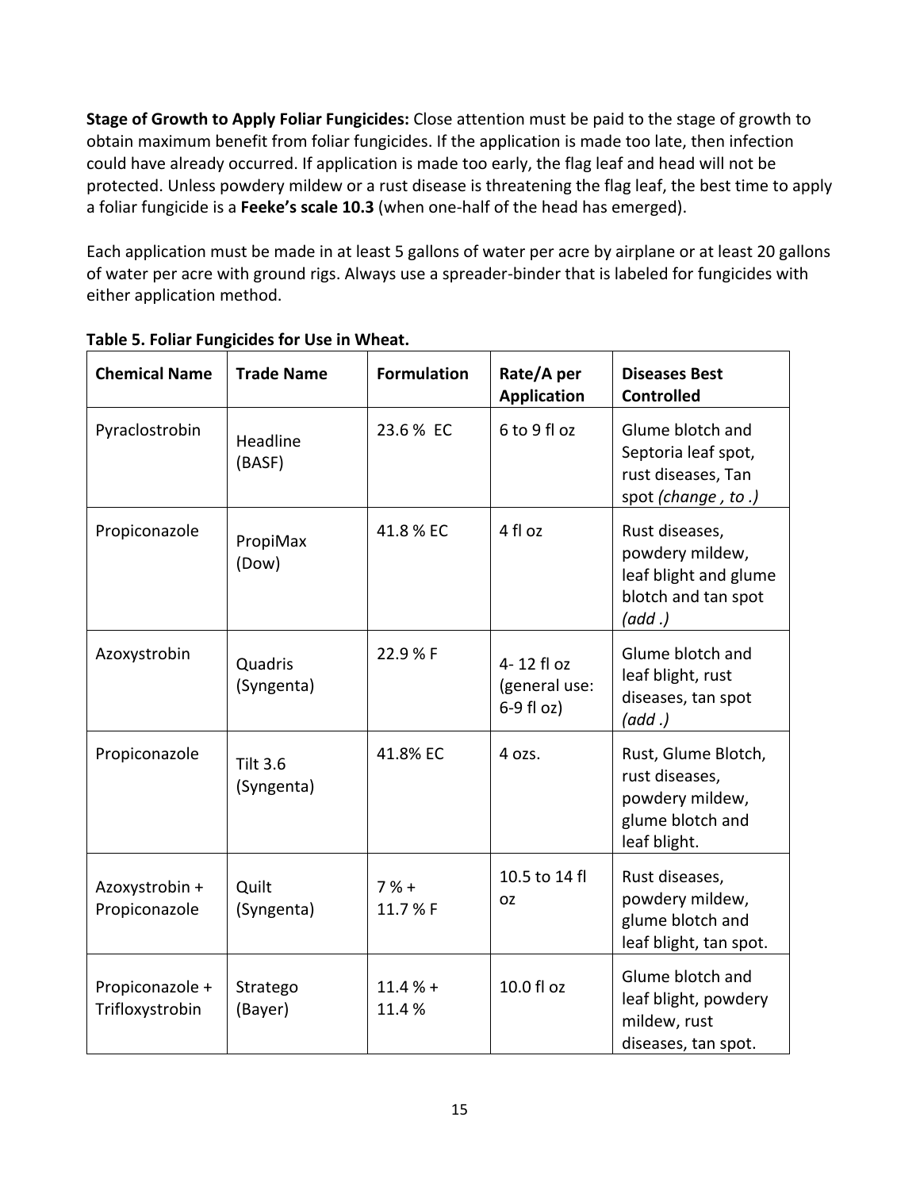**Stage of Growth to Apply Foliar Fungicides:** Close attention must be paid to the stage of growth to obtain maximum benefit from foliar fungicides. If the application is made too late, then infection could have already occurred. If application is made too early, the flag leaf and head will not be protected. Unless powdery mildew or a rust disease is threatening the flag leaf, the best time to apply a foliar fungicide is a **Feeke's scale 10.3** (when one-half of the head has emerged).

Each application must be made in at least 5 gallons of water per acre by airplane or at least 20 gallons of water per acre with ground rigs. Always use a spreader-binder that is labeled for fungicides with either application method.

**Table 5. Foliar Fungicides for Use in Wheat.**

| Chemical Name | Trade Name | Formulation | Rate/A per Application | Diseases Best Controlled |
|---|---|---|---|---|
| Pyraclostrobin | Headline (BASF) | 23.6 % EC | 6 to 9 fl oz | Glume blotch and Septoria leaf spot, rust diseases, Tan spot *(change , to .)* |
| Propiconazole | PropiMax (Dow) | 41.8 % EC | 4 fl oz | Rust diseases, powdery mildew, leaf blight and glume blotch and tan spot *(add .)* |
| Azoxystrobin | Quadris (Syngenta) | 22.9 % F | 4- 12 fl oz (general use: 6-9 fl oz) | Glume blotch and leaf blight, rust diseases, tan spot *(add .)* |
| Propiconazole | Tilt 3.6 (Syngenta) | 41.8% EC | 4 ozs. | Rust, Glume Blotch, rust diseases, powdery mildew, glume blotch and leaf blight. |
| Azoxystrobin + Propiconazole | Quilt (Syngenta) | 7 % + 11.7 % F | 10.5 to 14 fl oz | Rust diseases, powdery mildew, glume blotch and leaf blight, tan spot. |
| Propiconazole + Trifloxystrobin | Stratego (Bayer) | 11.4 % + 11.4 % | 10.0 fl oz | Glume blotch and leaf blight, powdery mildew, rust diseases, tan spot. |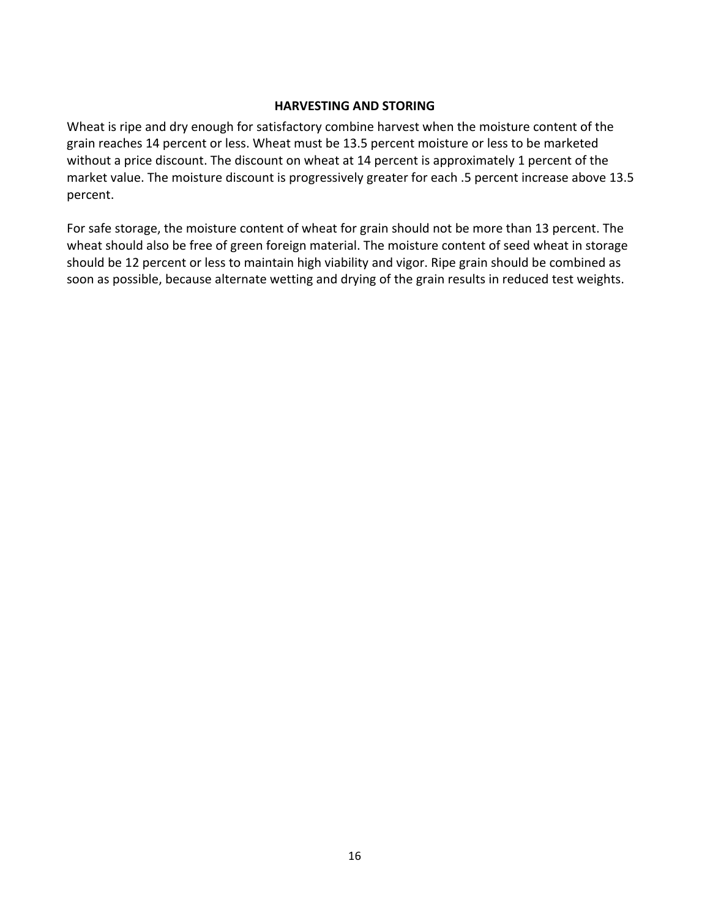## HARVESTING AND STORING

Wheat is ripe and dry enough for satisfactory combine harvest when the moisture content of the grain reaches 14 percent or less. Wheat must be 13.5 percent moisture or less to be marketed without a price discount. The discount on wheat at 14 percent is approximately 1 percent of the market value. The moisture discount is progressively greater for each .5 percent increase above 13.5 percent.

For safe storage, the moisture content of wheat for grain should not be more than 13 percent. The wheat should also be free of green foreign material. The moisture content of seed wheat in storage should be 12 percent or less to maintain high viability and vigor. Ripe grain should be combined as soon as possible, because alternate wetting and drying of the grain results in reduced test weights.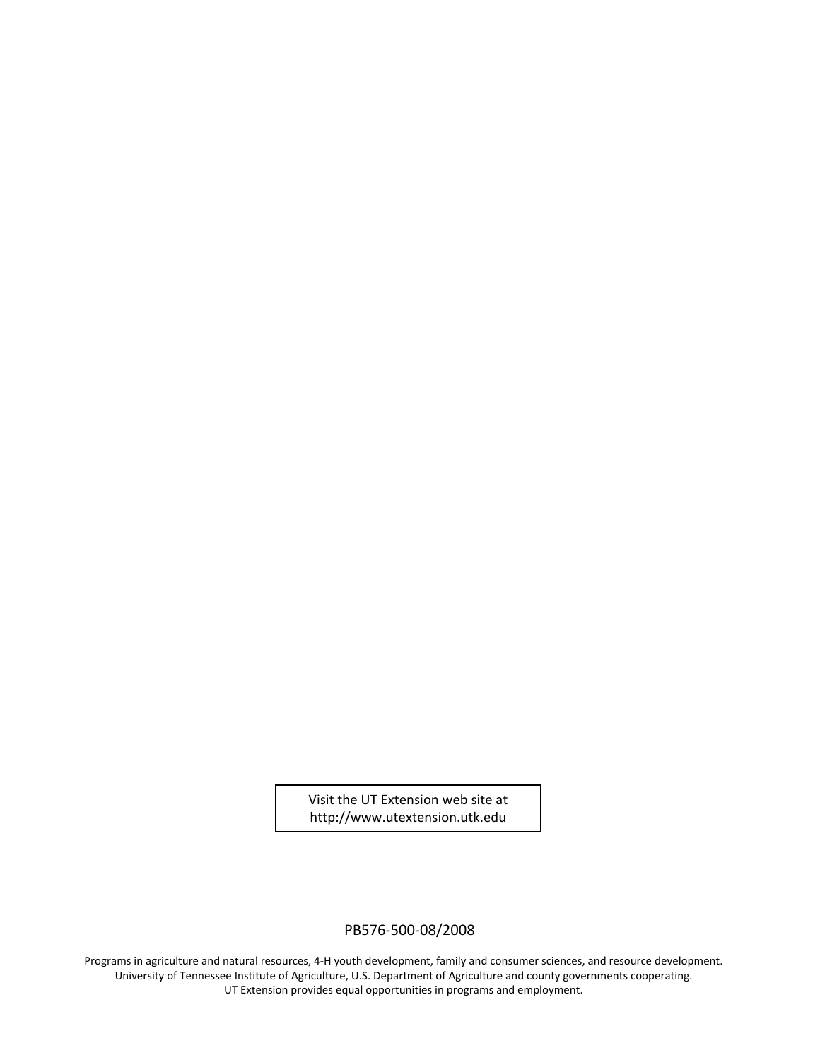Visit the UT Extension web site at
http://www.utextension.utk.edu

PB576-500-08/2008

Programs in agriculture and natural resources, 4-H youth development, family and consumer sciences, and resource development.
University of Tennessee Institute of Agriculture, U.S. Department of Agriculture and county governments cooperating.
UT Extension provides equal opportunities in programs and employment.